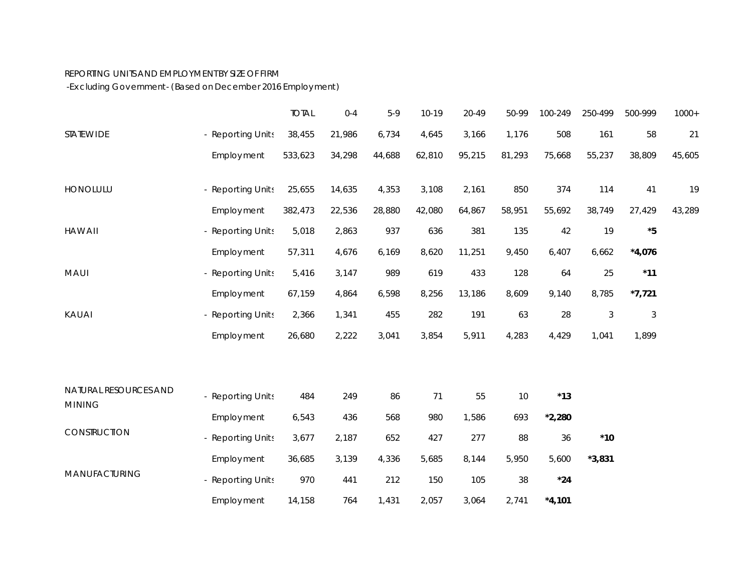REPORTING UNITS AND EMPLOYMENT BY SIZE OF FIRM

-Excluding Government- (Based on December 2016 Employment)

| | | TOTAL | 0-4 | 5-9 | 10-19 | 20-49 | 50-99 | 100-249 | 250-499 | 500-999 | 1000+ |
|---|---|---|---|---|---|---|---|---|---|---|---|
| STATEWIDE | - Reporting Units | 38,455 | 21,986 | 6,734 | 4,645 | 3,166 | 1,176 | 508 | 161 | 58 | 21 |
| | Employment | 533,623 | 34,298 | 44,688 | 62,810 | 95,215 | 81,293 | 75,668 | 55,237 | 38,809 | 45,605 |
| HONOLULU | - Reporting Units | 25,655 | 14,635 | 4,353 | 3,108 | 2,161 | 850 | 374 | 114 | 41 | 19 |
| | Employment | 382,473 | 22,536 | 28,880 | 42,080 | 64,867 | 58,951 | 55,692 | 38,749 | 27,429 | 43,289 |
| HAWAII | - Reporting Units | 5,018 | 2,863 | 937 | 636 | 381 | 135 | 42 | 19 | **\*5** | |
| | Employment | 57,311 | 4,676 | 6,169 | 8,620 | 11,251 | 9,450 | 6,407 | 6,662 | **\*4,076** | |
| MAUI | - Reporting Units | 5,416 | 3,147 | 989 | 619 | 433 | 128 | 64 | 25 | **\*11** | |
| | Employment | 67,159 | 4,864 | 6,598 | 8,256 | 13,186 | 8,609 | 9,140 | 8,785 | **\*7,721** | |
| KAUAI | - Reporting Units | 2,366 | 1,341 | 455 | 282 | 191 | 63 | 28 | 3 | 3 | |
| | Employment | 26,680 | 2,222 | 3,041 | 3,854 | 5,911 | 4,283 | 4,429 | 1,041 | 1,899 | |
| NATURAL RESOURCES AND MINING | - Reporting Units | 484 | 249 | 86 | 71 | 55 | 10 | **\*13** | | | |
| | Employment | 6,543 | 436 | 568 | 980 | 1,586 | 693 | **\*2,280** | | | |
| CONSTRUCTION | - Reporting Units | 3,677 | 2,187 | 652 | 427 | 277 | 88 | 36 | **\*10** | | |
| | Employment | 36,685 | 3,139 | 4,336 | 5,685 | 8,144 | 5,950 | 5,600 | **\*3,831** | | |
| MANUFACTURING | - Reporting Units | 970 | 441 | 212 | 150 | 105 | 38 | **\*24** | | | |
| | Employment | 14,158 | 764 | 1,431 | 2,057 | 3,064 | 2,741 | **\*4,101** | | | |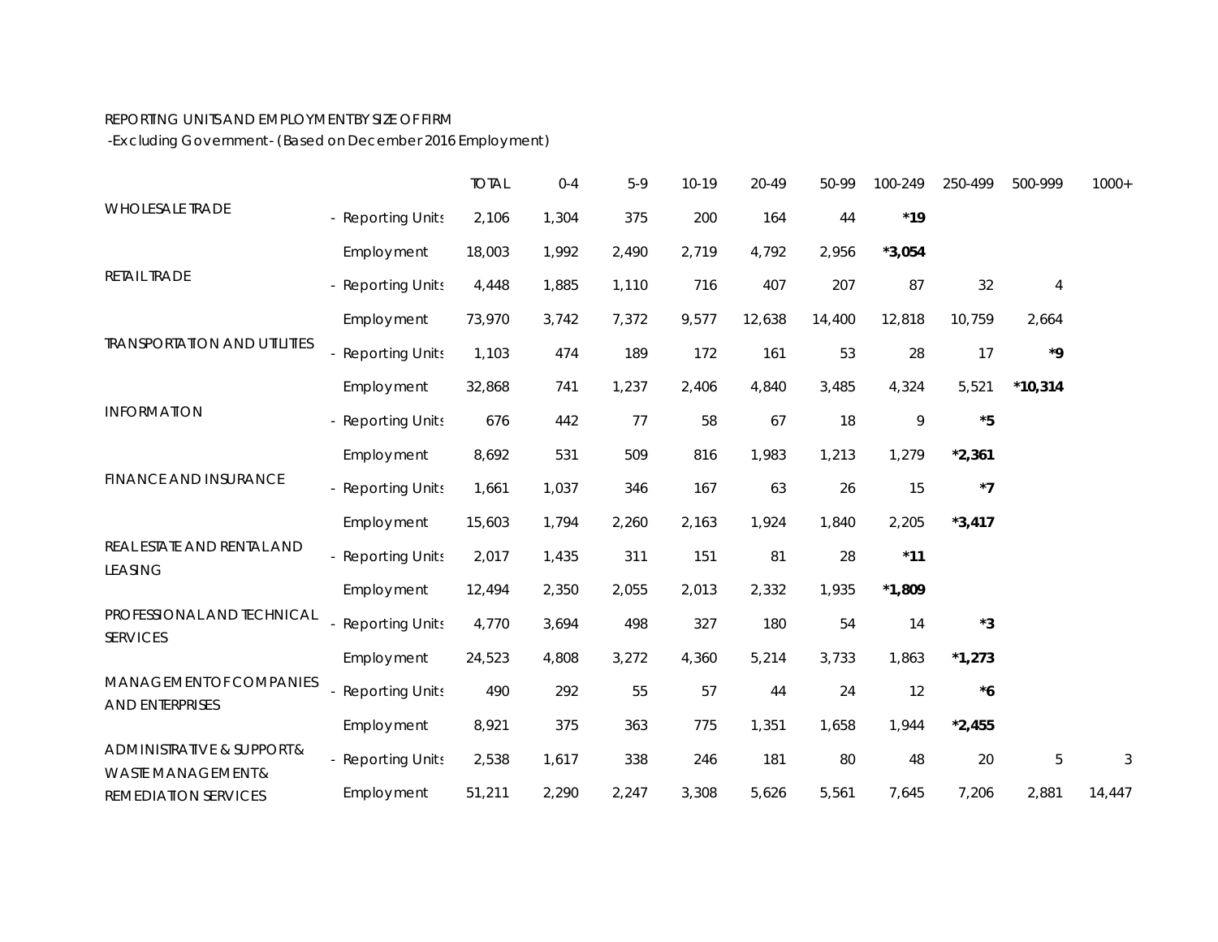REPORTING UNITS AND EMPLOYMENT BY SIZE OF FIRM

-Excluding Government- (Based on December 2016 Employment)

| | | TOTAL | 0-4 | 5-9 | 10-19 | 20-49 | 50-99 | 100-249 | 250-499 | 500-999 | 1000+ |
|---|---|---|---|---|---|---|---|---|---|---|---|
| WHOLESALE TRADE | - Reporting Units | 2,106 | 1,304 | 375 | 200 | 164 | 44 | **\*19** | | | |
| | Employment | 18,003 | 1,992 | 2,490 | 2,719 | 4,792 | 2,956 | **\*3,054** | | | |
| RETAIL TRADE | - Reporting Units | 4,448 | 1,885 | 1,110 | 716 | 407 | 207 | 87 | 32 | 4 | |
| | Employment | 73,970 | 3,742 | 7,372 | 9,577 | 12,638 | 14,400 | 12,818 | 10,759 | 2,664 | |
| TRANSPORTATION AND UTILITIES | - Reporting Units | 1,103 | 474 | 189 | 172 | 161 | 53 | 28 | 17 | **\*9** | |
| | Employment | 32,868 | 741 | 1,237 | 2,406 | 4,840 | 3,485 | 4,324 | 5,521 | **\*10,314** | |
| INFORMATION | - Reporting Units | 676 | 442 | 77 | 58 | 67 | 18 | 9 | **\*5** | | |
| | Employment | 8,692 | 531 | 509 | 816 | 1,983 | 1,213 | 1,279 | **\*2,361** | | |
| FINANCE AND INSURANCE | - Reporting Units | 1,661 | 1,037 | 346 | 167 | 63 | 26 | 15 | **\*7** | | |
| | Employment | 15,603 | 1,794 | 2,260 | 2,163 | 1,924 | 1,840 | 2,205 | **\*3,417** | | |
| REAL ESTATE AND RENTAL AND LEASING | - Reporting Units | 2,017 | 1,435 | 311 | 151 | 81 | 28 | **\*11** | | | |
| | Employment | 12,494 | 2,350 | 2,055 | 2,013 | 2,332 | 1,935 | **\*1,809** | | | |
| PROFESSIONAL AND TECHNICAL SERVICES | - Reporting Units | 4,770 | 3,694 | 498 | 327 | 180 | 54 | 14 | **\*3** | | |
| | Employment | 24,523 | 4,808 | 3,272 | 4,360 | 5,214 | 3,733 | 1,863 | **\*1,273** | | |
| MANAGEMENT OF COMPANIES AND ENTERPRISES | - Reporting Units | 490 | 292 | 55 | 57 | 44 | 24 | 12 | **\*6** | | |
| | Employment | 8,921 | 375 | 363 | 775 | 1,351 | 1,658 | 1,944 | **\*2,455** | | |
| ADMINISTRATIVE & SUPPORT & WASTE MANAGEMENT & REMEDIATION SERVICES | - Reporting Units | 2,538 | 1,617 | 338 | 246 | 181 | 80 | 48 | 20 | 5 | 3 |
| | Employment | 51,211 | 2,290 | 2,247 | 3,308 | 5,626 | 5,561 | 7,645 | 7,206 | 2,881 | 14,447 |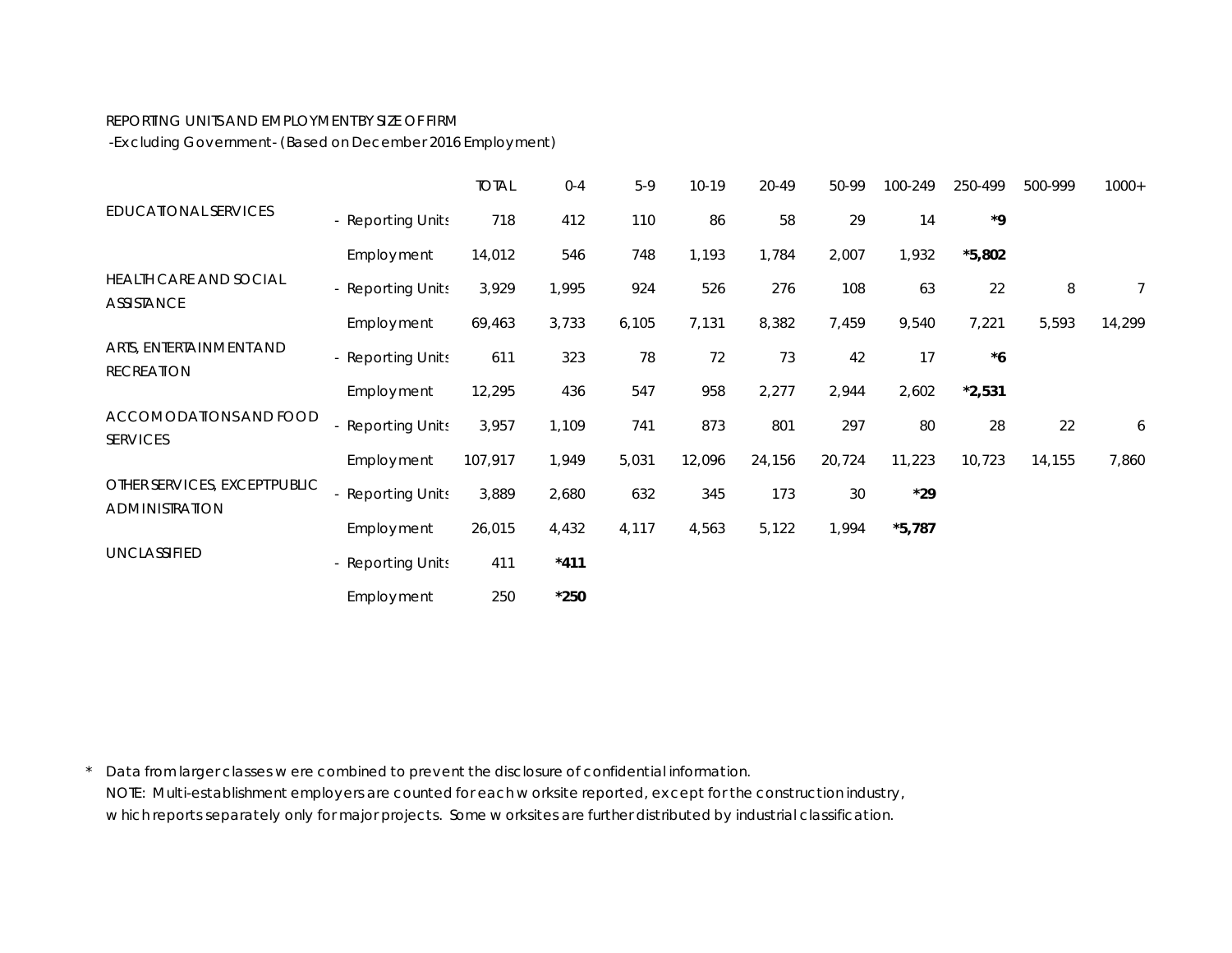REPORTING UNITS AND EMPLOYMENT BY SIZE OF FIRM

-Excluding Government- (Based on December 2016 Employment)

| | | TOTAL | 0-4 | 5-9 | 10-19 | 20-49 | 50-99 | 100-249 | 250-499 | 500-999 | 1000+ |
|---|---|---|---|---|---|---|---|---|---|---|---|
| EDUCATIONAL SERVICES | - Reporting Units | 718 | 412 | 110 | 86 | 58 | 29 | 14 | ***9** | | |
| | Employment | 14,012 | 546 | 748 | 1,193 | 1,784 | 2,007 | 1,932 | ***5,802** | | |
| HEALTH CARE AND SOCIAL ASSISTANCE | - Reporting Units | 3,929 | 1,995 | 924 | 526 | 276 | 108 | 63 | 22 | 8 | 7 |
| | Employment | 69,463 | 3,733 | 6,105 | 7,131 | 8,382 | 7,459 | 9,540 | 7,221 | 5,593 | 14,299 |
| ARTS, ENTERTAINMENT AND RECREATION | - Reporting Units | 611 | 323 | 78 | 72 | 73 | 42 | 17 | ***6** | | |
| | Employment | 12,295 | 436 | 547 | 958 | 2,277 | 2,944 | 2,602 | ***2,531** | | |
| ACCOMODATIONS AND FOOD SERVICES | - Reporting Units | 3,957 | 1,109 | 741 | 873 | 801 | 297 | 80 | 28 | 22 | 6 |
| | Employment | 107,917 | 1,949 | 5,031 | 12,096 | 24,156 | 20,724 | 11,223 | 10,723 | 14,155 | 7,860 |
| OTHER SERVICES, EXCEPT PUBLIC ADMINISTRATION | - Reporting Units | 3,889 | 2,680 | 632 | 345 | 173 | 30 | ***29** | | | |
| | Employment | 26,015 | 4,432 | 4,117 | 4,563 | 5,122 | 1,994 | ***5,787** | | | |
| UNCLASSIFIED | - Reporting Units | 411 | ***411** | | | | | | | | |
| | Employment | 250 | ***250** | | | | | | | | |

\* Data from larger classes were combined to prevent the disclosure of confidential information.

NOTE: Multi-establishment employers are counted for each worksite reported, except for the construction industry, which reports separately only for major projects. Some worksites are further distributed by industrial classification.